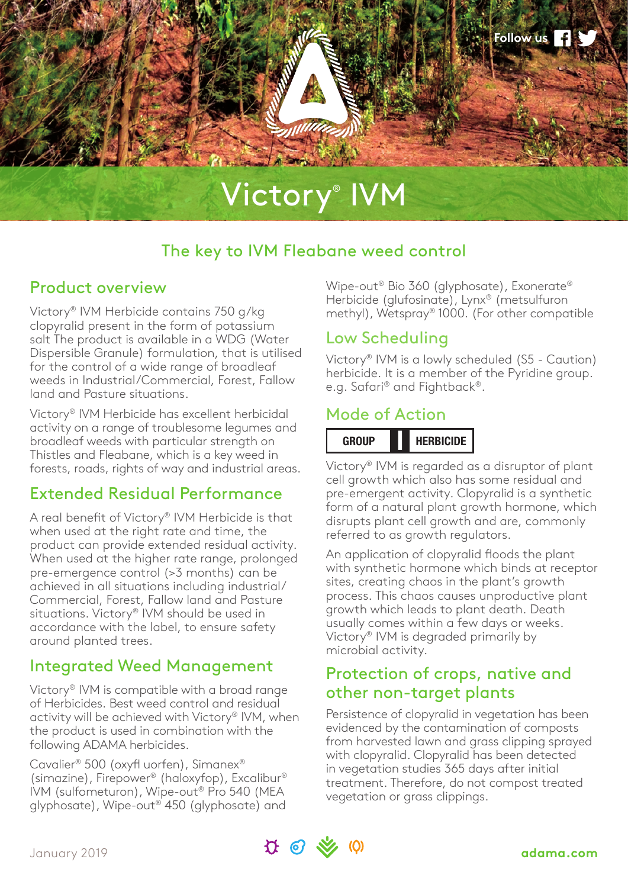# Victory® IVM

## The key to IVM Fleabane weed control

### Product overview

Victory® IVM Herbicide contains 750 g/kg clopyralid present in the form of potassium salt The product is available in a WDG (Water Dispersible Granule) formulation, that is utilised for the control of a wide range of broadleaf weeds in Industrial/Commercial, Forest, Fallow land and Pasture situations.

Victory® IVM Herbicide has excellent herbicidal activity on a range of troublesome legumes and broadleaf weeds with particular strength on Thistles and Fleabane, which is a key weed in forests, roads, rights of way and industrial areas.

### Extended Residual Performance

A real benefit of Victory® IVM Herbicide is that when used at the right rate and time, the product can provide extended residual activity. When used at the higher rate range, prolonged pre-emergence control (>3 months) can be achieved in all situations including industrial/ Commercial, Forest, Fallow land and Pasture situations. Victory® IVM should be used in accordance with the label, to ensure safety around planted trees.

### Integrated Weed Management

Victory® IVM is compatible with a broad range of Herbicides. Best weed control and residual activity will be achieved with Victory® IVM, when the product is used in combination with the following ADAMA herbicides.

Cavalier® 500 (oxyfl uorfen), Simanex® (simazine), Firepower® (haloxyfop), Excalibur® IVM (sulfometuron), Wipe-out® Pro 540 (MEA glyphosate), Wipe-out® 450 (glyphosate) and Wipe-out® Bio 360 (glyphosate), Exonerate® Herbicide (glufosinate), Lynx® (metsulfuron methyl), Wetspray® 1000. (For other compatible

### Low Scheduling

Victory® IVM is a lowly scheduled (S5 - Caution) herbicide. It is a member of the Pyridine group. e.g. Safari® and Fightback®.

### Mode of Action

**GROUP I HERBICIDE**

Victory® IVM is regarded as a disruptor of plant cell growth which also has some residual and pre-emergent activity. Clopyralid is a synthetic form of a natural plant growth hormone, which disrupts plant cell growth and are, commonly referred to as growth regulators.

An application of clopyralid floods the plant with synthetic hormone which binds at receptor sites, creating chaos in the plant's growth process. This chaos causes unproductive plant growth which leads to plant death. Death usually comes within a few days or weeks. Victory® IVM is degraded primarily by microbial activity.

### Protection of crops, native and other non-target plants

Persistence of clopyralid in vegetation has been evidenced by the contamination of composts from harvested lawn and grass clipping sprayed with clopyralid. Clopyralid has been detected in vegetation studies 365 days after initial treatment. Therefore, do not compost treated vegetation or grass clippings.

January 2019

adama.com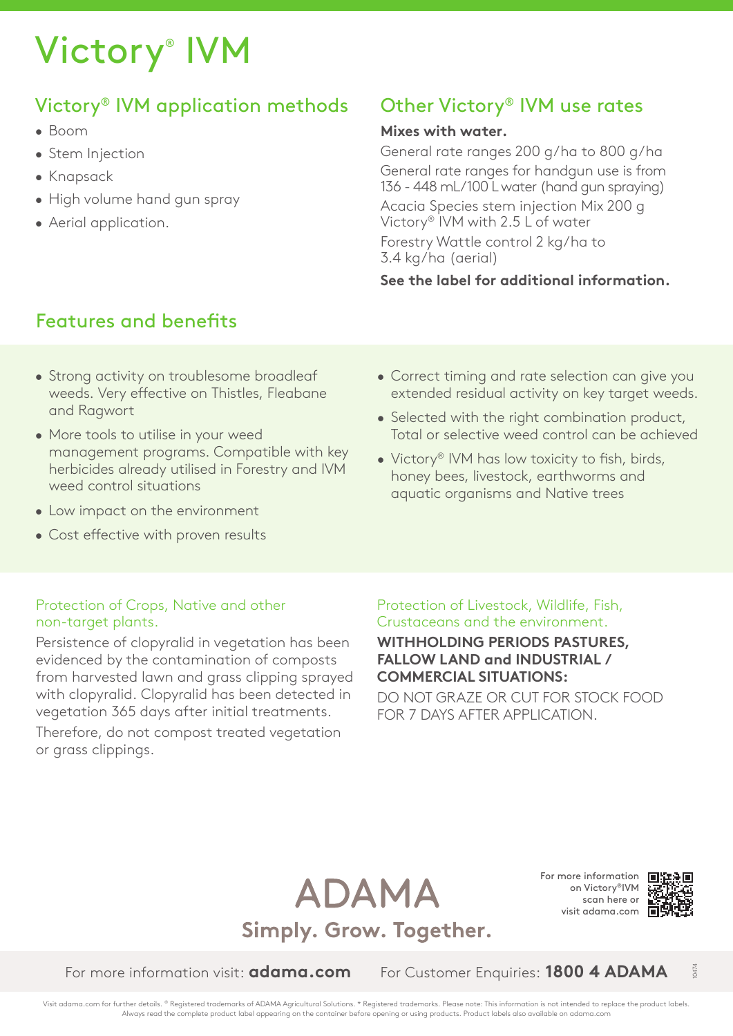# Victory® IVM

## Victory® IVM application methods

- Boom
- Stem Injection
- Knapsack
- High volume hand gun spray
- Aerial application.

## Other Victory® IVM use rates

**Mixes with water.**

General rate ranges 200 g/ha to 800 g/ha

General rate ranges for handgun use is from 136 - 448 mL/100 L water (hand gun spraying)

Acacia Species stem injection Mix 200 g Victory® IVM with 2.5 L of water

Forestry Wattle control 2 kg/ha to 3.4 kg/ha (aerial)

**See the label for additional information.**

## Features and benefits

- Strong activity on troublesome broadleaf weeds. Very effective on Thistles, Fleabane and Ragwort
- More tools to utilise in your weed management programs. Compatible with key herbicides already utilised in Forestry and IVM weed control situations
- Low impact on the environment
- Cost effective with proven results
- Correct timing and rate selection can give you extended residual activity on key target weeds.
- Selected with the right combination product, Total or selective weed control can be achieved
- Victory® IVM has low toxicity to fish, birds, honey bees, livestock, earthworms and aquatic organisms and Native trees

### Protection of Crops, Native and other non-target plants.

Persistence of clopyralid in vegetation has been evidenced by the contamination of composts from harvested lawn and grass clipping sprayed with clopyralid. Clopyralid has been detected in vegetation 365 days after initial treatments.

Therefore, do not compost treated vegetation or grass clippings.

### Protection of Livestock, Wildlife, Fish, Crustaceans and the environment.

**WITHHOLDING PERIODS PASTURES, FALLOW LAND and INDUSTRIAL / COMMERCIAL SITUATIONS:**

DO NOT GRAZE OR CUT FOR STOCK FOOD FOR 7 DAYS AFTER APPLICATION.

ADAMA

**Simply. Grow. Together.**

For more information on Victory®IVM scan here or visit adama.com

For more information visit: **adama.com** For Customer Enquiries: **1800 4 ADAMA**

10474

Visit adama.com for further details. ® Registered trademarks of ADAMA Agricultural Solutions. * Registered trademarks. Please note: This information is not intended to replace the product labels. Always read the complete product label appearing on the container before opening or using products. Product labels also available on adama.com